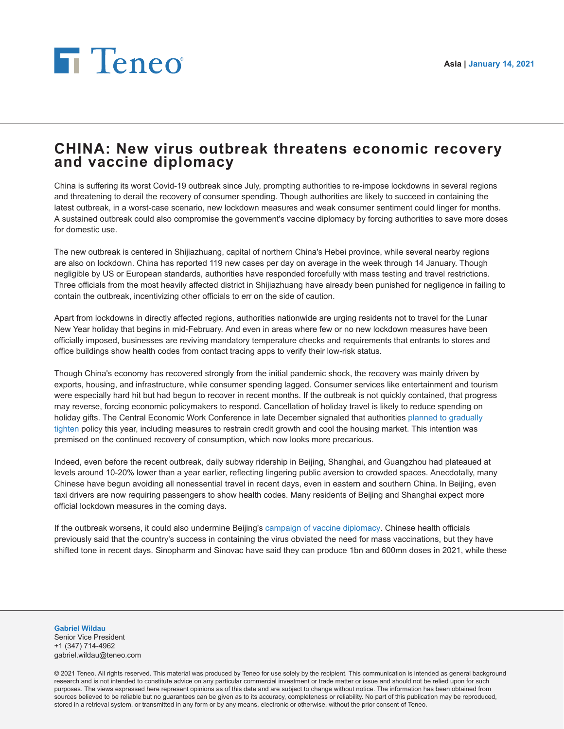Asia | January 14, 2021

# CHINA: New virus outbreak threatens economic recovery and vaccine diplomacy

China is suffering its worst Covid-19 outbreak since July, prompting authorities to re-impose lockdowns in several regions and threatening to derail the recovery of consumer spending. Though authorities are likely to succeed in containing the latest outbreak, in a worst-case scenario, new lockdown measures and weak consumer sentiment could linger for months. A sustained outbreak could also compromise the government's vaccine diplomacy by forcing authorities to save more doses for domestic use.

The new outbreak is centered in Shijiazhuang, capital of northern China's Hebei province, while several nearby regions are also on lockdown. China has reported 119 new cases per day on average in the week through 14 January. Though negligible by US or European standards, authorities have responded forcefully with mass testing and travel restrictions. Three officials from the most heavily affected district in Shijiazhuang have already been punished for negligence in failing to contain the outbreak, incentivizing other officials to err on the side of caution.

Apart from lockdowns in directly affected regions, authorities nationwide are urging residents not to travel for the Lunar New Year holiday that begins in mid-February. And even in areas where few or no new lockdown measures have been officially imposed, businesses are reviving mandatory temperature checks and requirements that entrants to stores and office buildings show health codes from contact tracing apps to verify their low-risk status.

Though China's economy has recovered strongly from the initial pandemic shock, the recovery was mainly driven by exports, housing, and infrastructure, while consumer spending lagged. Consumer services like entertainment and tourism were especially hard hit but had begun to recover in recent months. If the outbreak is not quickly contained, that progress may reverse, forcing economic policymakers to respond. Cancellation of holiday travel is likely to reduce spending on holiday gifts. The Central Economic Work Conference in late December signaled that authorities planned to gradually tighten policy this year, including measures to restrain credit growth and cool the housing market. This intention was premised on the continued recovery of consumption, which now looks more precarious.

Indeed, even before the recent outbreak, daily subway ridership in Beijing, Shanghai, and Guangzhou had plateaued at levels around 10-20% lower than a year earlier, reflecting lingering public aversion to crowded spaces. Anecdotally, many Chinese have begun avoiding all nonessential travel in recent days, even in eastern and southern China. In Beijing, even taxi drivers are now requiring passengers to show health codes. Many residents of Beijing and Shanghai expect more official lockdown measures in the coming days.

If the outbreak worsens, it could also undermine Beijing's campaign of vaccine diplomacy. Chinese health officials previously said that the country's success in containing the virus obviated the need for mass vaccinations, but they have shifted tone in recent days. Sinopharm and Sinovac have said they can produce 1bn and 600mn doses in 2021, while these

**Gabriel Wildau**
Senior Vice President
+1 (347) 714-4962
gabriel.wildau@teneo.com

© 2021 Teneo. All rights reserved. This material was produced by Teneo for use solely by the recipient. This communication is intended as general background research and is not intended to constitute advice on any particular commercial investment or trade matter or issue and should not be relied upon for such purposes. The views expressed here represent opinions as of this date and are subject to change without notice. The information has been obtained from sources believed to be reliable but no guarantees can be given as to its accuracy, completeness or reliability. No part of this publication may be reproduced, stored in a retrieval system, or transmitted in any form or by any means, electronic or otherwise, without the prior consent of Teneo.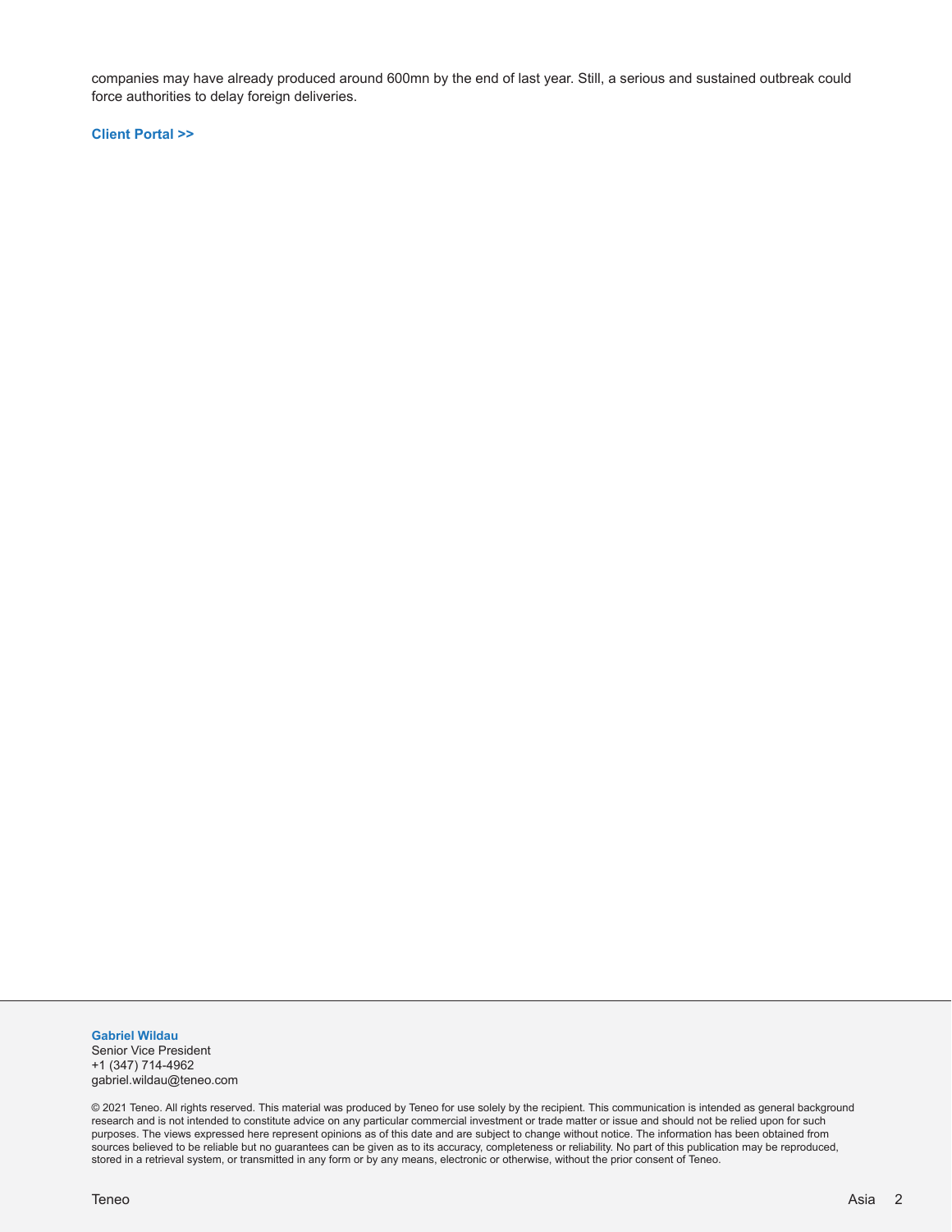companies may have already produced around 600mn by the end of last year. Still, a serious and sustained outbreak could force authorities to delay foreign deliveries.

**Client Portal >>**

**Gabriel Wildau**
Senior Vice President
+1 (347) 714-4962
gabriel.wildau@teneo.com

© 2021 Teneo. All rights reserved. This material was produced by Teneo for use solely by the recipient. This communication is intended as general background research and is not intended to constitute advice on any particular commercial investment or trade matter or issue and should not be relied upon for such purposes. The views expressed here represent opinions as of this date and are subject to change without notice. The information has been obtained from sources believed to be reliable but no guarantees can be given as to its accuracy, completeness or reliability. No part of this publication may be reproduced, stored in a retrieval system, or transmitted in any form or by any means, electronic or otherwise, without the prior consent of Teneo.